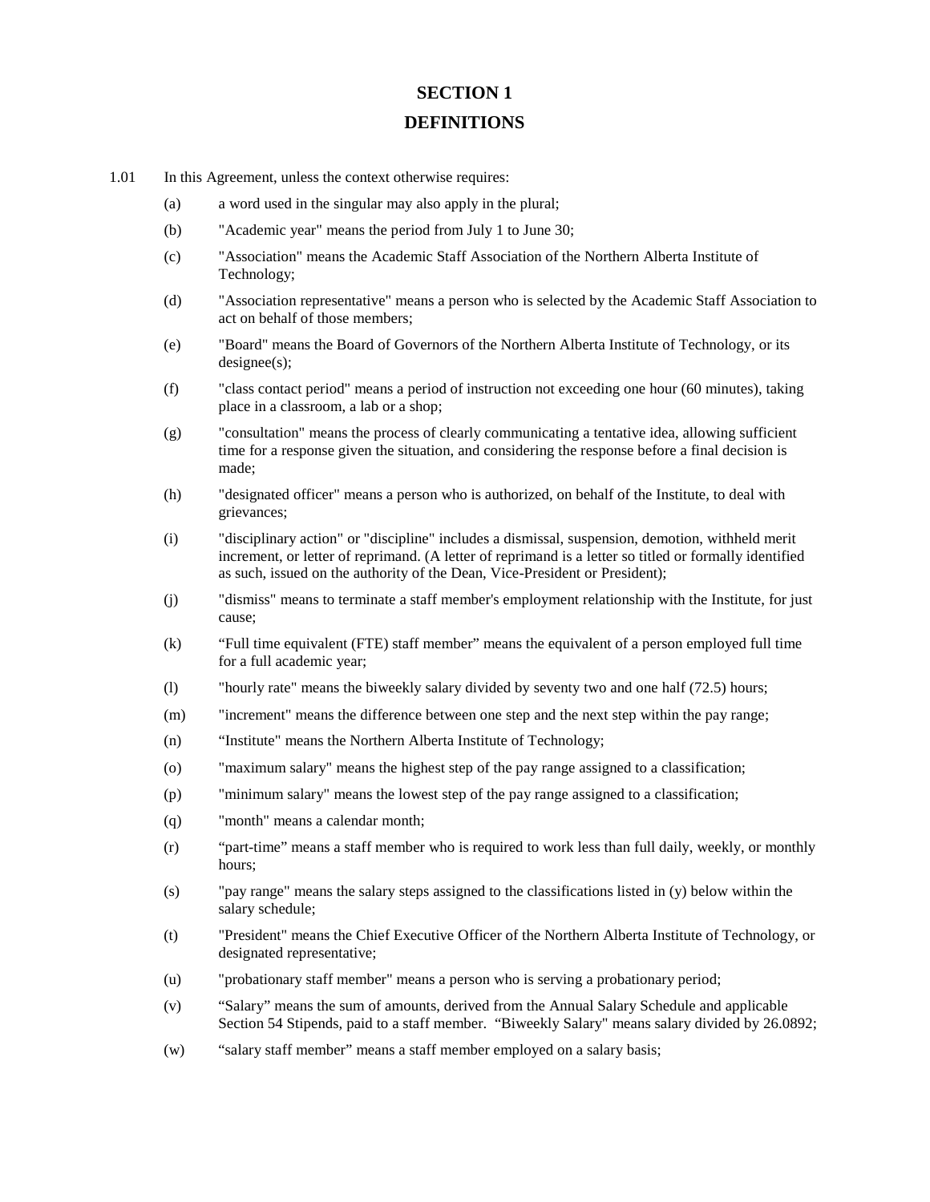# SECTION 1

# DEFINITIONS

1.01 In this Agreement, unless the context otherwise requires:

(a) a word used in the singular may also apply in the plural;

(b) "Academic year" means the period from July 1 to June 30;

(c) "Association" means the Academic Staff Association of the Northern Alberta Institute of Technology;

(d) "Association representative" means a person who is selected by the Academic Staff Association to act on behalf of those members;

(e) "Board" means the Board of Governors of the Northern Alberta Institute of Technology, or its designee(s);

(f) "class contact period" means a period of instruction not exceeding one hour (60 minutes), taking place in a classroom, a lab or a shop;

(g) "consultation" means the process of clearly communicating a tentative idea, allowing sufficient time for a response given the situation, and considering the response before a final decision is made;

(h) "designated officer" means a person who is authorized, on behalf of the Institute, to deal with grievances;

(i) "disciplinary action" or "discipline" includes a dismissal, suspension, demotion, withheld merit increment, or letter of reprimand. (A letter of reprimand is a letter so titled or formally identified as such, issued on the authority of the Dean, Vice-President or President);

(j) "dismiss" means to terminate a staff member's employment relationship with the Institute, for just cause;

(k) "Full time equivalent (FTE) staff member" means the equivalent of a person employed full time for a full academic year;

(l) "hourly rate" means the biweekly salary divided by seventy two and one half (72.5) hours;

(m) "increment" means the difference between one step and the next step within the pay range;

(n) "Institute" means the Northern Alberta Institute of Technology;

(o) "maximum salary" means the highest step of the pay range assigned to a classification;

(p) "minimum salary" means the lowest step of the pay range assigned to a classification;

(q) "month" means a calendar month;

(r) "part-time" means a staff member who is required to work less than full daily, weekly, or monthly hours;

(s) "pay range" means the salary steps assigned to the classifications listed in (y) below within the salary schedule;

(t) "President" means the Chief Executive Officer of the Northern Alberta Institute of Technology, or designated representative;

(u) "probationary staff member" means a person who is serving a probationary period;

(v) "Salary" means the sum of amounts, derived from the Annual Salary Schedule and applicable Section 54 Stipends, paid to a staff member. "Biweekly Salary" means salary divided by 26.0892;

(w) "salary staff member" means a staff member employed on a salary basis;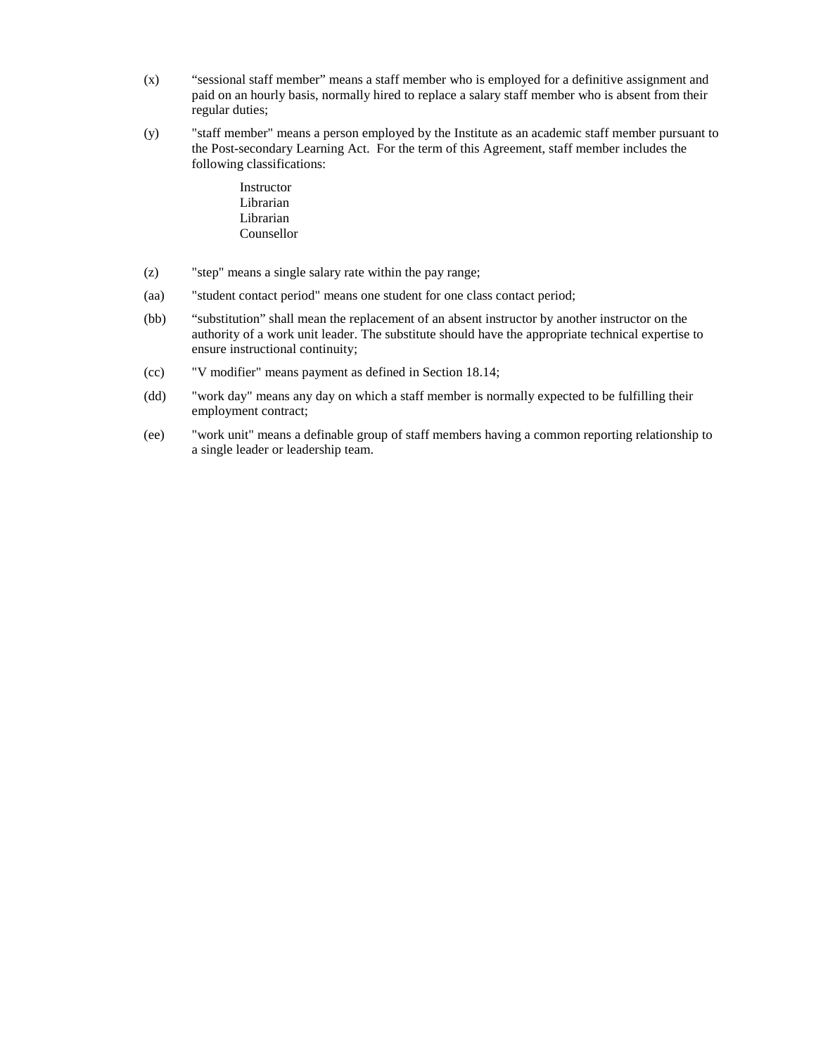(x) “sessional staff member” means a staff member who is employed for a definitive assignment and paid on an hourly basis, normally hired to replace a salary staff member who is absent from their regular duties;

(y) "staff member" means a person employed by the Institute as an academic staff member pursuant to the Post-secondary Learning Act. For the term of this Agreement, staff member includes the following classifications:

Instructor
Librarian
Librarian
Counsellor

(z) "step" means a single salary rate within the pay range;

(aa) "student contact period" means one student for one class contact period;

(bb) “substitution” shall mean the replacement of an absent instructor by another instructor on the authority of a work unit leader. The substitute should have the appropriate technical expertise to ensure instructional continuity;

(cc) "V modifier" means payment as defined in Section 18.14;

(dd) "work day" means any day on which a staff member is normally expected to be fulfilling their employment contract;

(ee) "work unit" means a definable group of staff members having a common reporting relationship to a single leader or leadership team.